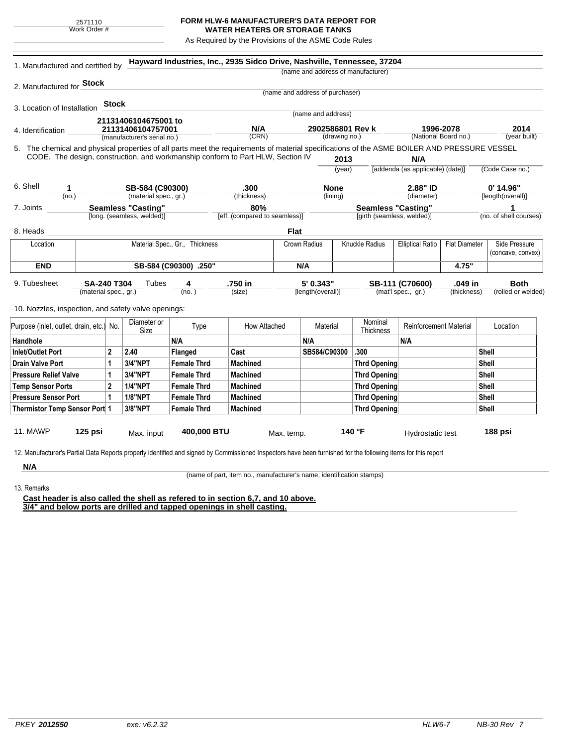2571110
Work Order #

# FORM HLW-6 MANUFACTURER'S DATA REPORT FOR WATER HEATERS OR STORAGE TANKS

As Required by the Provisions of the ASME Code Rules

1. Manufactured and certified by **Hayward Industries, Inc., 2935 Sidco Drive, Nashville, Tennessee, 37204**
(name and address of manufacturer)

2. Manufactured for **Stock**
(name and address of purchaser)

3. Location of Installation **Stock**
(name and address)

4. Identification **21131406104675001 to 21131406104757001** (manufacturer's serial no.) **N/A** (CRN) **2902586801 Rev k** (drawing no.) **1996-2078** (National Board no.) **2014** (year built)

5. The chemical and physical properties of all parts meet the requirements of material specifications of the ASME BOILER AND PRESSURE VESSEL CODE. The design, construction, and workmanship conform to Part HLW, Section IV **2013** (year) **N/A** [addenda (as applicable) (date)] (Code Case no.)

6. Shell **1** (no.) **SB-584 (C90300)** (material spec., gr.) **.300** (thickness) **None** (lining) **2.88" ID** (diameter) **0' 14.96"** [length(overall)]

7. Joints **Seamless "Casting"** [long. (seamless, welded)] **80%** [eff. (compared to seamless)] **Seamless "Casting"** [girth (seamless, welded)] **1** (no. of shell courses)

8. Heads **Flat**

| Location | Material Spec., Gr., Thickness | Crown Radius | Knuckle Radius | Elliptical Ratio | Flat Diameter | Side Pressure (concave, convex) |
|---|---|---|---|---|---|---|
| **END** | **SB-584 (C90300) .250"** | **N/A** | | | **4.75"** | |

9. Tubesheet **SA-240 T304** (material spec., gr.) Tubes **4** (no.) **.750 in** (size) **5' 0.343"** [length(overall)] **SB-111 (C70600)** (mat'l spec., gr.) **.049 in** (thickness) **Both** (rolled or welded)

10. Nozzles, inspection, and safety valve openings:

| Purpose (inlet, outlet, drain, etc.) | No. | Diameter or Size | Type | How Attached | Material | Nominal Thickness | Reinforcement Material | Location |
|---|---|---|---|---|---|---|---|---|
| **Handhole** | | | **N/A** | | **N/A** | | **N/A** | |
| **Inlet/Outlet Port** | **2** | **2.40** | **Flanged** | **Cast** | **SB584/C90300** | **.300** | | **Shell** |
| **Drain Valve Port** | **1** | **3/4"NPT** | **Female Thrd** | **Machined** | | **Thrd Opening** | | **Shell** |
| **Pressure Relief Valve** | **1** | **3/4"NPT** | **Female Thrd** | **Machined** | | **Thrd Opening** | | **Shell** |
| **Temp Sensor Ports** | **2** | **1/4"NPT** | **Female Thrd** | **Machined** | | **Thrd Opening** | | **Shell** |
| **Pressure Sensor Port** | **1** | **1/8"NPT** | **Female Thrd** | **Machined** | | **Thrd Opening** | | **Shell** |
| **Thermistor Temp Sensor Port** | **1** | **3/8"NPT** | **Female Thrd** | **Machined** | | **Thrd Opening** | | **Shell** |

11. MAWP **125 psi** Max. input **400,000 BTU** Max. temp. **140 °F** Hydrostatic test **188 psi**

12. Manufacturer's Partial Data Reports properly identified and signed by Commissioned Inspectors have been furnished for the following items for this report

**N/A**
(name of part, item no., manufacturer's name, identification stamps)

13. Remarks

**Cast header is also called the shell as refered to in section 6,7, and 10 above.**
**3/4" and below ports are drilled and tapped openings in shell casting.**

PKEY **2012550** exe: v6.2.32 HLW6-7 NB-30 Rev 7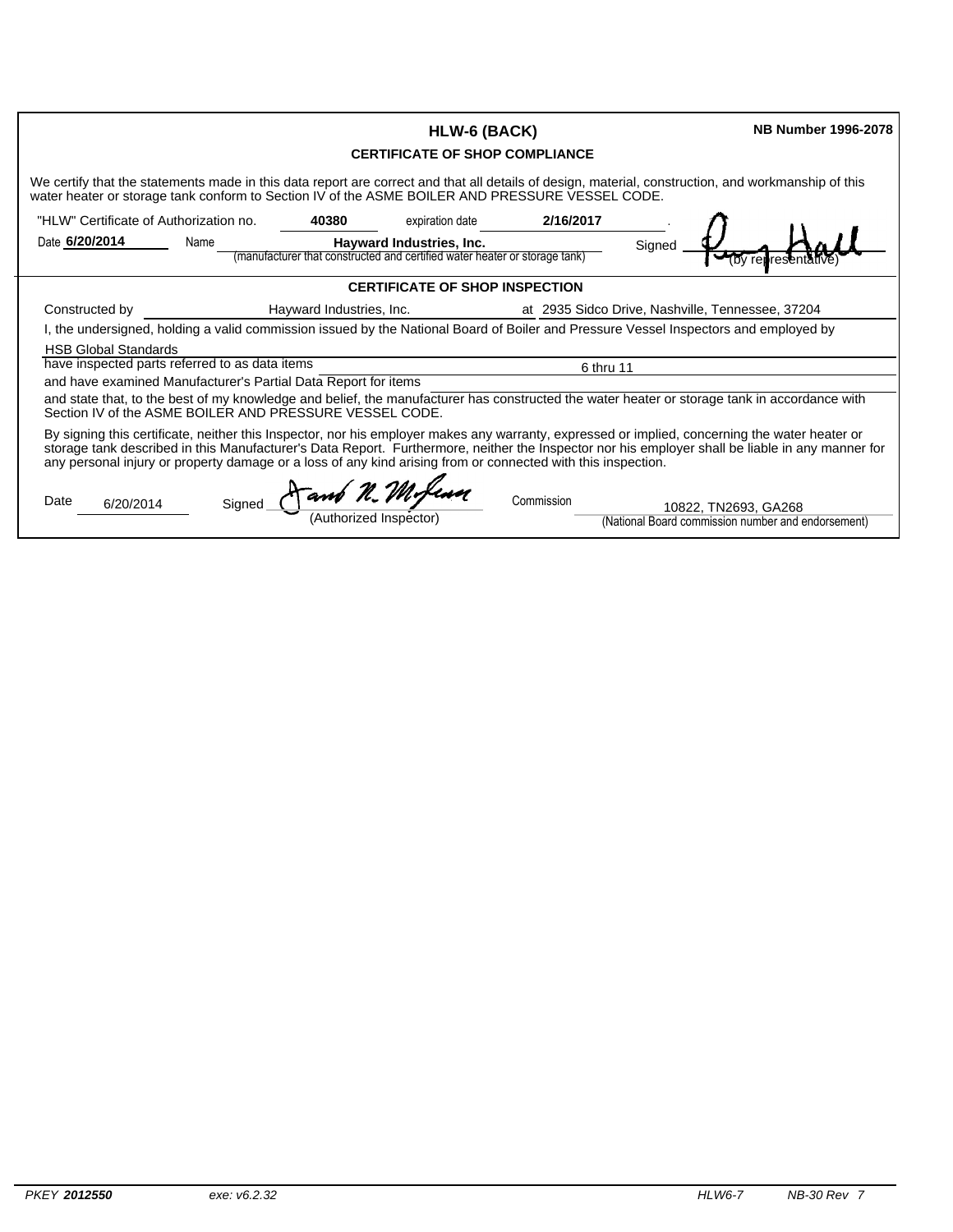## HLW-6 (BACK)

**NB Number 1996-2078**

### CERTIFICATE OF SHOP COMPLIANCE

We certify that the statements made in this data report are correct and that all details of design, material, construction, and workmanship of this water heater or storage tank conform to Section IV of the ASME BOILER AND PRESSURE VESSEL CODE.

"HLW" Certificate of Authorization no. **40380** expiration date **2/16/2017** .

Date **6/20/2014** Name **Hayward Industries, Inc.** Signed
(manufacturer that constructed and certified water heater or storage tank) (by representative)

### CERTIFICATE OF SHOP INSPECTION

Constructed by Hayward Industries, Inc. at 2935 Sidco Drive, Nashville, Tennessee, 37204

I, the undersigned, holding a valid commission issued by the National Board of Boiler and Pressure Vessel Inspectors and employed by HSB Global Standards have inspected parts referred to as data items 6 thru 11

and have examined Manufacturer's Partial Data Report for items

and state that, to the best of my knowledge and belief, the manufacturer has constructed the water heater or storage tank in accordance with Section IV of the ASME BOILER AND PRESSURE VESSEL CODE.

By signing this certificate, neither this Inspector, nor his employer makes any warranty, expressed or implied, concerning the water heater or storage tank described in this Manufacturer's Data Report. Furthermore, neither the Inspector nor his employer shall be liable in any manner for any personal injury or property damage or a loss of any kind arising from or connected with this inspection.

Date 6/20/2014 Signed (Authorized Inspector) Commission 10822, TN2693, GA268
(National Board commission number and endorsement)

*PKEY* ***2012550*** *exe: v6.2.32* *HLW6-7* *NB-30 Rev 7*